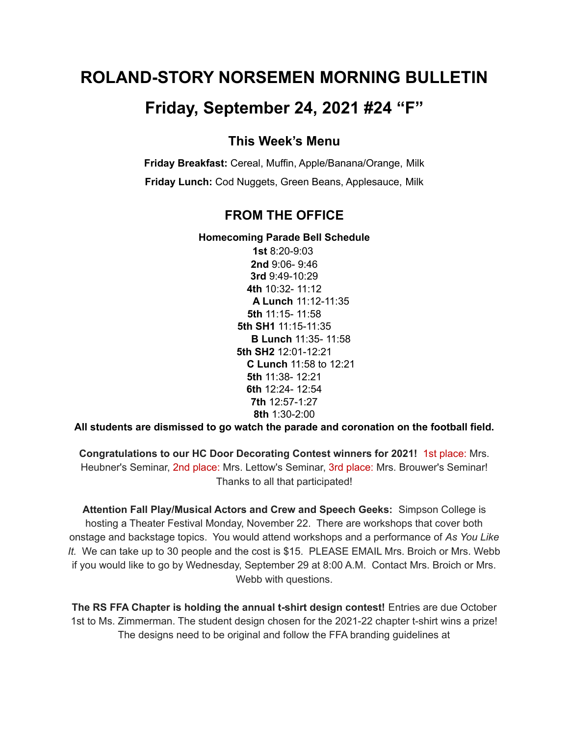# ROLAND-STORY NORSEMEN MORNING BULLETIN

# Friday, September 24, 2021 #24 "F"

## This Week's Menu

**Friday Breakfast:** Cereal, Muffin, Apple/Banana/Orange, Milk

**Friday Lunch:** Cod Nuggets, Green Beans, Applesauce, Milk

## FROM THE OFFICE

**Homecoming Parade Bell Schedule**

**1st** 8:20-9:03
**2nd** 9:06- 9:46
**3rd** 9:49-10:29
**4th** 10:32- 11:12
**A Lunch** 11:12-11:35
**5th** 11:15- 11:58
**5th SH1** 11:15-11:35
**B Lunch** 11:35- 11:58
**5th SH2** 12:01-12:21
**C Lunch** 11:58 to 12:21
**5th** 11:38- 12:21
**6th** 12:24- 12:54
**7th** 12:57-1:27
**8th** 1:30-2:00

**All students are dismissed to go watch the parade and coronation on the football field.**

**Congratulations to our HC Door Decorating Contest winners for 2021!** 1st place: Mrs. Heubner's Seminar, 2nd place: Mrs. Lettow's Seminar, 3rd place: Mrs. Brouwer's Seminar! Thanks to all that participated!

**Attention Fall Play/Musical Actors and Crew and Speech Geeks:** Simpson College is hosting a Theater Festival Monday, November 22. There are workshops that cover both onstage and backstage topics. You would attend workshops and a performance of *As You Like It.* We can take up to 30 people and the cost is $15. PLEASE EMAIL Mrs. Broich or Mrs. Webb if you would like to go by Wednesday, September 29 at 8:00 A.M. Contact Mrs. Broich or Mrs. Webb with questions.

**The RS FFA Chapter is holding the annual t-shirt design contest!** Entries are due October 1st to Ms. Zimmerman. The student design chosen for the 2021-22 chapter t-shirt wins a prize! The designs need to be original and follow the FFA branding guidelines at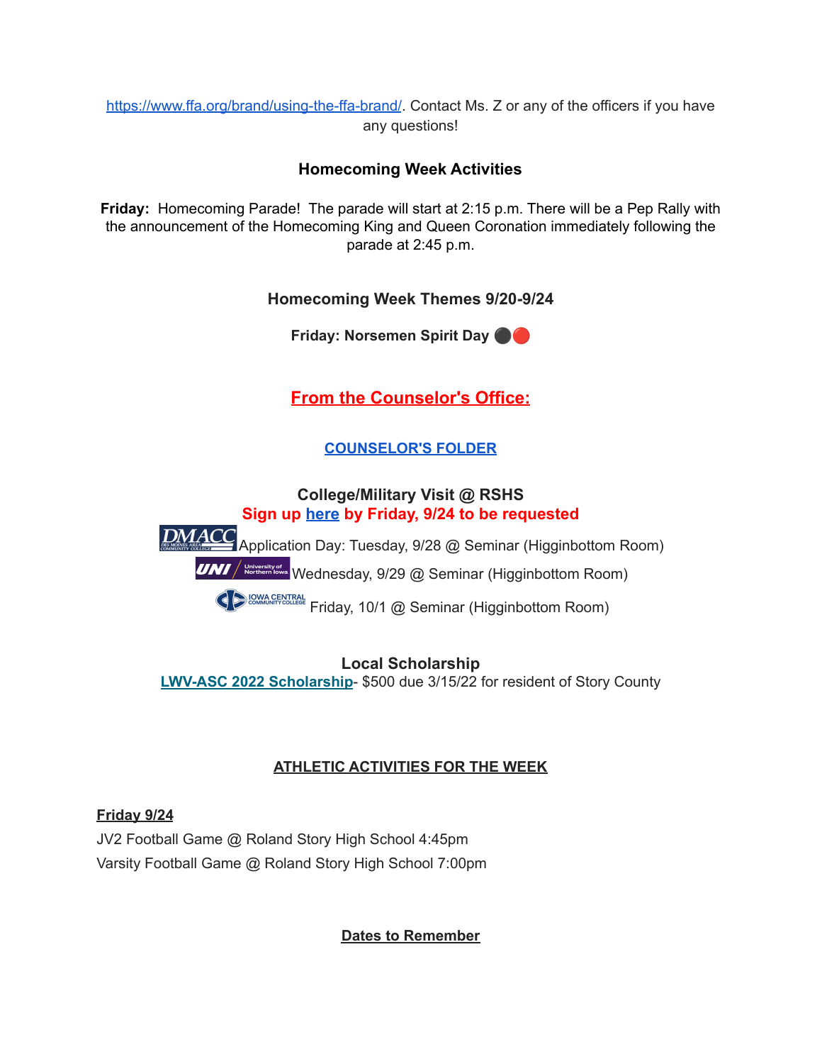https://www.ffa.org/brand/using-the-ffa-brand/. Contact Ms. Z or any of the officers if you have any questions!

### Homecoming Week Activities

**Friday:** Homecoming Parade! The parade will start at 2:15 p.m. There will be a Pep Rally with the announcement of the Homecoming King and Queen Coronation immediately following the parade at 2:45 p.m.

### Homecoming Week Themes 9/20-9/24

**Friday: Norsemen Spirit Day ⚫🔴**

## From the Counselor's Office:

**COUNSELOR'S FOLDER**

### College/Military Visit @ RSHS

**Sign up here by Friday, 9/24 to be requested**

DMACC Application Day: Tuesday, 9/28 @ Seminar (Higginbottom Room)

UNI Wednesday, 9/29 @ Seminar (Higginbottom Room)

Iowa Central Community College Friday, 10/1 @ Seminar (Higginbottom Room)

### Local Scholarship

**LWV-ASC 2022 Scholarship**- $500 due 3/15/22 for resident of Story County

## ATHLETIC ACTIVITIES FOR THE WEEK

**Friday 9/24**

JV2 Football Game @ Roland Story High School 4:45pm

Varsity Football Game @ Roland Story High School 7:00pm

## Dates to Remember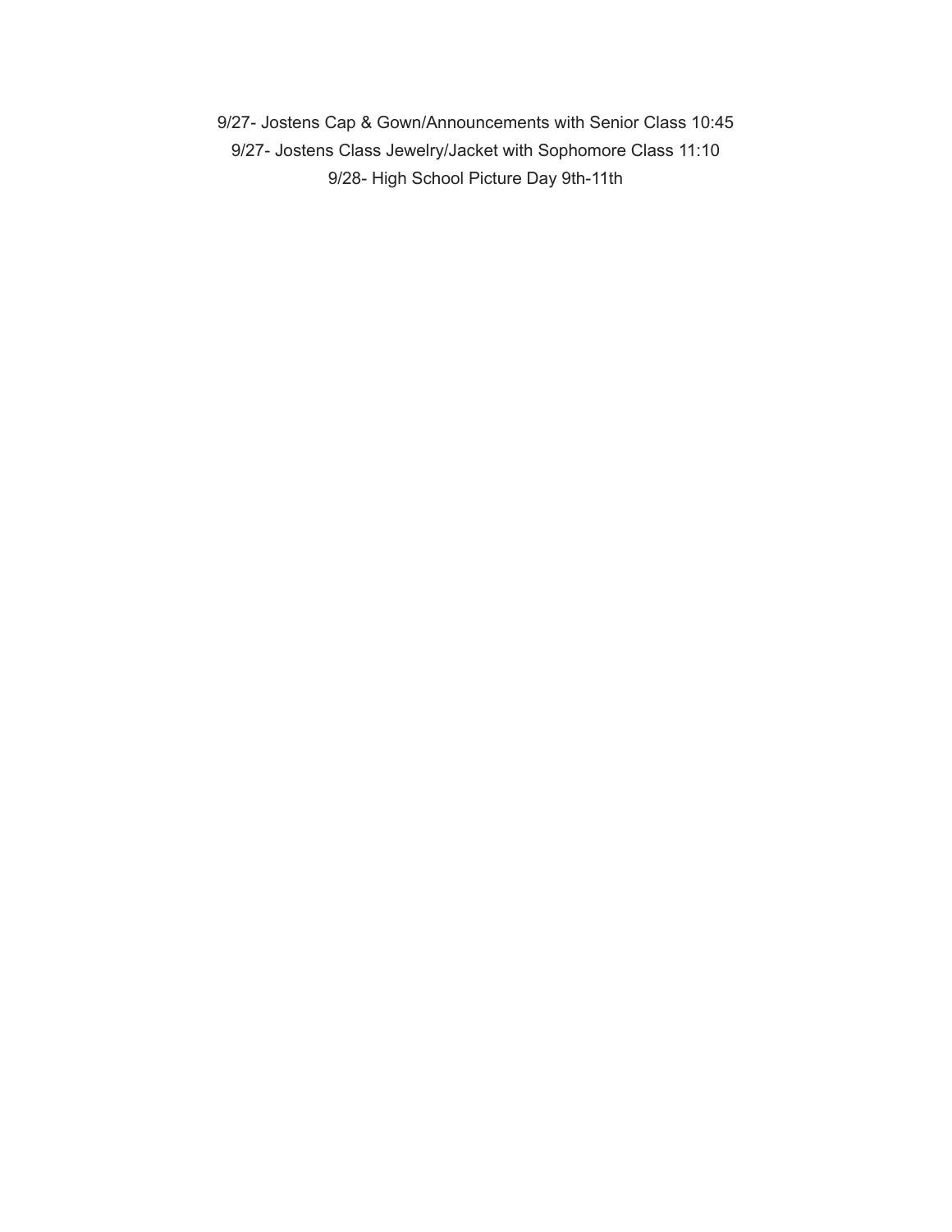9/27- Jostens Cap & Gown/Announcements with Senior Class 10:45

9/27- Jostens Class Jewelry/Jacket with Sophomore Class 11:10

9/28- High School Picture Day 9th-11th